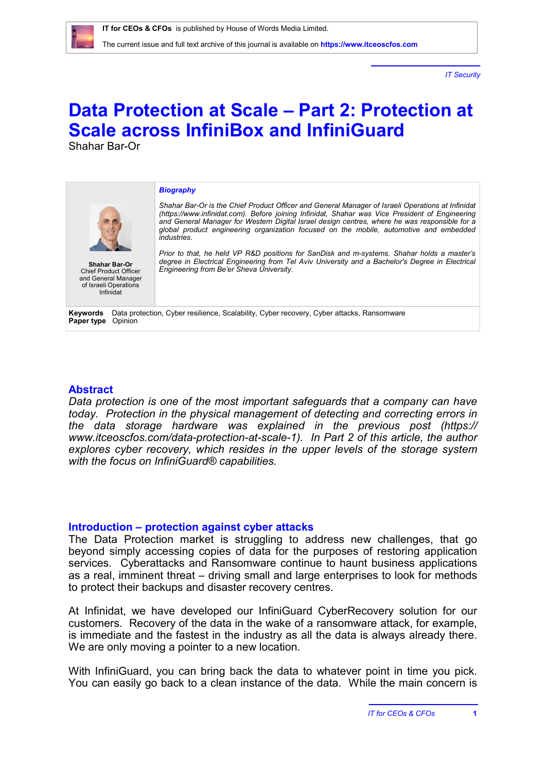*IT Security*

# Data Protection at Scale – Part 2: Protection at Scale across InfiniBox and InfiniGuard

Shahar Bar-Or

**Shahar Bar-Or**
Chief Product Officer and General Manager of Israeli Operations
Infinidat

***Biography***

*Shahar Bar-Or is the Chief Product Officer and General Manager of Israeli Operations at Infinidat (https://www.infinidat.com). Before joining Infinidat, Shahar was Vice President of Engineering and General Manager for Western Digital Israel design centres, where he was responsible for a global product engineering organization focused on the mobile, automotive and embedded industries.*

*Prior to that, he held VP R&D positions for SanDisk and m-systems. Shahar holds a master's degree in Electrical Engineering from Tel Aviv University and a Bachelor's Degree in Electrical Engineering from Be'er Sheva University.*

**Keywords** Data protection, Cyber resilience, Scalability, Cyber recovery, Cyber attacks, Ransomware
**Paper type** Opinion

## Abstract

*Data protection is one of the most important safeguards that a company can have today. Protection in the physical management of detecting and correcting errors in the data storage hardware was explained in the previous post (https://www.itceoscfos.com/data-protection-at-scale-1). In Part 2 of this article, the author explores cyber recovery, which resides in the upper levels of the storage system with the focus on InfiniGuard® capabilities.*

## Introduction – protection against cyber attacks

The Data Protection market is struggling to address new challenges, that go beyond simply accessing copies of data for the purposes of restoring application services. Cyberattacks and Ransomware continue to haunt business applications as a real, imminent threat – driving small and large enterprises to look for methods to protect their backups and disaster recovery centres.

At Infinidat, we have developed our InfiniGuard CyberRecovery solution for our customers. Recovery of the data in the wake of a ransomware attack, for example, is immediate and the fastest in the industry as all the data is always already there. We are only moving a pointer to a new location.

With InfiniGuard, you can bring back the data to whatever point in time you pick. You can easily go back to a clean instance of the data. While the main concern is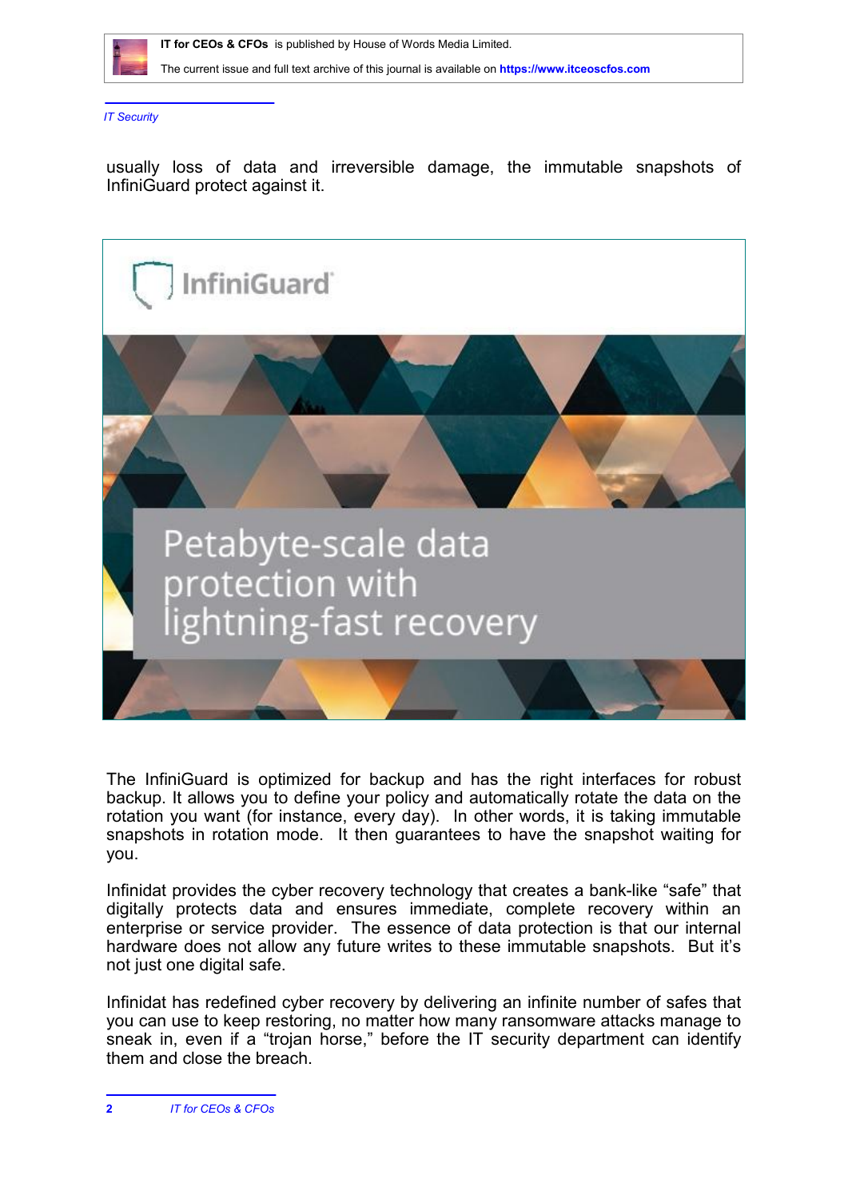usually loss of data and irreversible damage, the immutable snapshots of InfiniGuard protect against it.

The InfiniGuard is optimized for backup and has the right interfaces for robust backup. It allows you to define your policy and automatically rotate the data on the rotation you want (for instance, every day). In other words, it is taking immutable snapshots in rotation mode. It then guarantees to have the snapshot waiting for you.

Infinidat provides the cyber recovery technology that creates a bank-like "safe" that digitally protects data and ensures immediate, complete recovery within an enterprise or service provider. The essence of data protection is that our internal hardware does not allow any future writes to these immutable snapshots. But it's not just one digital safe.

Infinidat has redefined cyber recovery by delivering an infinite number of safes that you can use to keep restoring, no matter how many ransomware attacks manage to sneak in, even if a "trojan horse," before the IT security department can identify them and close the breach.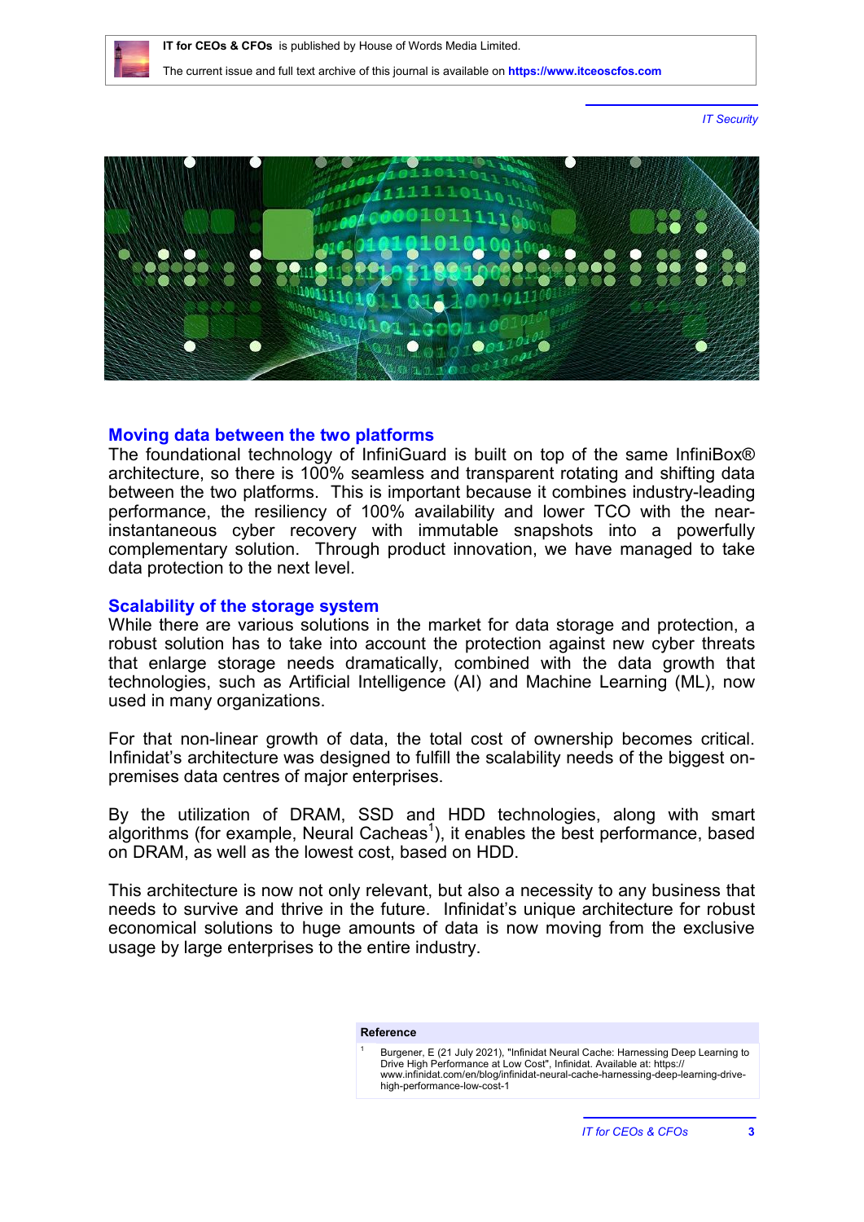## Moving data between the two platforms

The foundational technology of InfiniGuard is built on top of the same InfiniBox® architecture, so there is 100% seamless and transparent rotating and shifting data between the two platforms. This is important because it combines industry-leading performance, the resiliency of 100% availability and lower TCO with the near-instantaneous cyber recovery with immutable snapshots into a powerfully complementary solution. Through product innovation, we have managed to take data protection to the next level.

## Scalability of the storage system

While there are various solutions in the market for data storage and protection, a robust solution has to take into account the protection against new cyber threats that enlarge storage needs dramatically, combined with the data growth that technologies, such as Artificial Intelligence (AI) and Machine Learning (ML), now used in many organizations.

For that non-linear growth of data, the total cost of ownership becomes critical. Infinidat's architecture was designed to fulfill the scalability needs of the biggest on-premises data centres of major enterprises.

By the utilization of DRAM, SSD and HDD technologies, along with smart algorithms (for example, Neural Cacheas[1]), it enables the best performance, based on DRAM, as well as the lowest cost, based on HDD.

This architecture is now not only relevant, but also a necessity to any business that needs to survive and thrive in the future. Infinidat's unique architecture for robust economical solutions to huge amounts of data is now moving from the exclusive usage by large enterprises to the entire industry.

**Reference**

[1] Burgener, E (21 July 2021), "Infinidat Neural Cache: Harnessing Deep Learning to Drive High Performance at Low Cost", Infinidat. Available at: https://www.infinidat.com/en/blog/infinidat-neural-cache-harnessing-deep-learning-drive-high-performance-low-cost-1